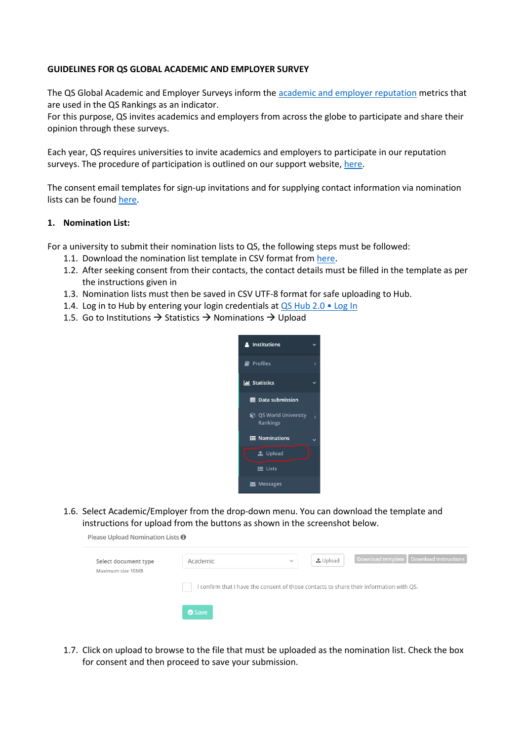**GUIDELINES FOR QS GLOBAL ACADEMIC AND EMPLOYER SURVEY**

The QS Global Academic and Employer Surveys inform the academic and employer reputation metrics that are used in the QS Rankings as an indicator.
For this purpose, QS invites academics and employers from across the globe to participate and share their opinion through these surveys.

Each year, QS requires universities to invite academics and employers to participate in our reputation surveys. The procedure of participation is outlined on our support website, here.

The consent email templates for sign-up invitations and for supplying contact information via nomination lists can be found here.

**1. Nomination List:**

For a university to submit their nomination lists to QS, the following steps must be followed:

1.1. Download the nomination list template in CSV format from here.

1.2. After seeking consent from their contacts, the contact details must be filled in the template as per the instructions given in

1.3. Nomination lists must then be saved in CSV UTF-8 format for safe uploading to Hub.

1.4. Log in to Hub by entering your login credentials at QS Hub 2.0 • Log In

1.5. Go to Institutions → Statistics → Nominations → Upload

1.6. Select Academic/Employer from the drop-down menu. You can download the template and instructions for upload from the buttons as shown in the screenshot below.

1.7. Click on upload to browse to the file that must be uploaded as the nomination list. Check the box for consent and then proceed to save your submission.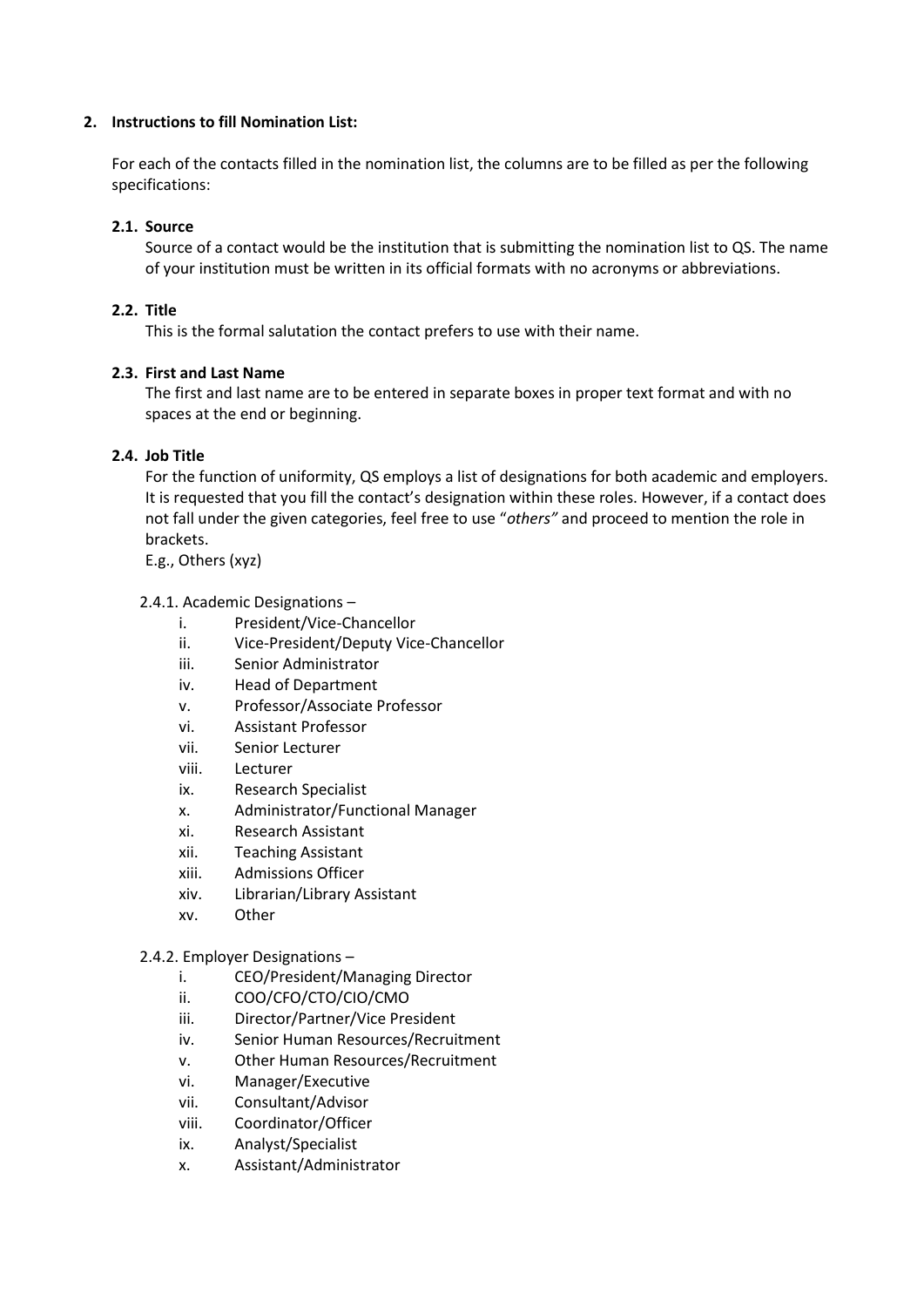## 2. Instructions to fill Nomination List:

For each of the contacts filled in the nomination list, the columns are to be filled as per the following specifications:

### 2.1. Source

Source of a contact would be the institution that is submitting the nomination list to QS. The name of your institution must be written in its official formats with no acronyms or abbreviations.

### 2.2. Title

This is the formal salutation the contact prefers to use with their name.

### 2.3. First and Last Name

The first and last name are to be entered in separate boxes in proper text format and with no spaces at the end or beginning.

### 2.4. Job Title

For the function of uniformity, QS employs a list of designations for both academic and employers. It is requested that you fill the contact's designation within these roles. However, if a contact does not fall under the given categories, feel free to use "*others"* and proceed to mention the role in brackets.

E.g., Others (xyz)

2.4.1. Academic Designations –

- i. President/Vice-Chancellor
- ii. Vice-President/Deputy Vice-Chancellor
- iii. Senior Administrator
- iv. Head of Department
- v. Professor/Associate Professor
- vi. Assistant Professor
- vii. Senior Lecturer
- viii. Lecturer
- ix. Research Specialist
- x. Administrator/Functional Manager
- xi. Research Assistant
- xii. Teaching Assistant
- xiii. Admissions Officer
- xiv. Librarian/Library Assistant
- xv. Other

2.4.2. Employer Designations –

- i. CEO/President/Managing Director
- ii. COO/CFO/CTO/CIO/CMO
- iii. Director/Partner/Vice President
- iv. Senior Human Resources/Recruitment
- v. Other Human Resources/Recruitment
- vi. Manager/Executive
- vii. Consultant/Advisor
- viii. Coordinator/Officer
- ix. Analyst/Specialist
- x. Assistant/Administrator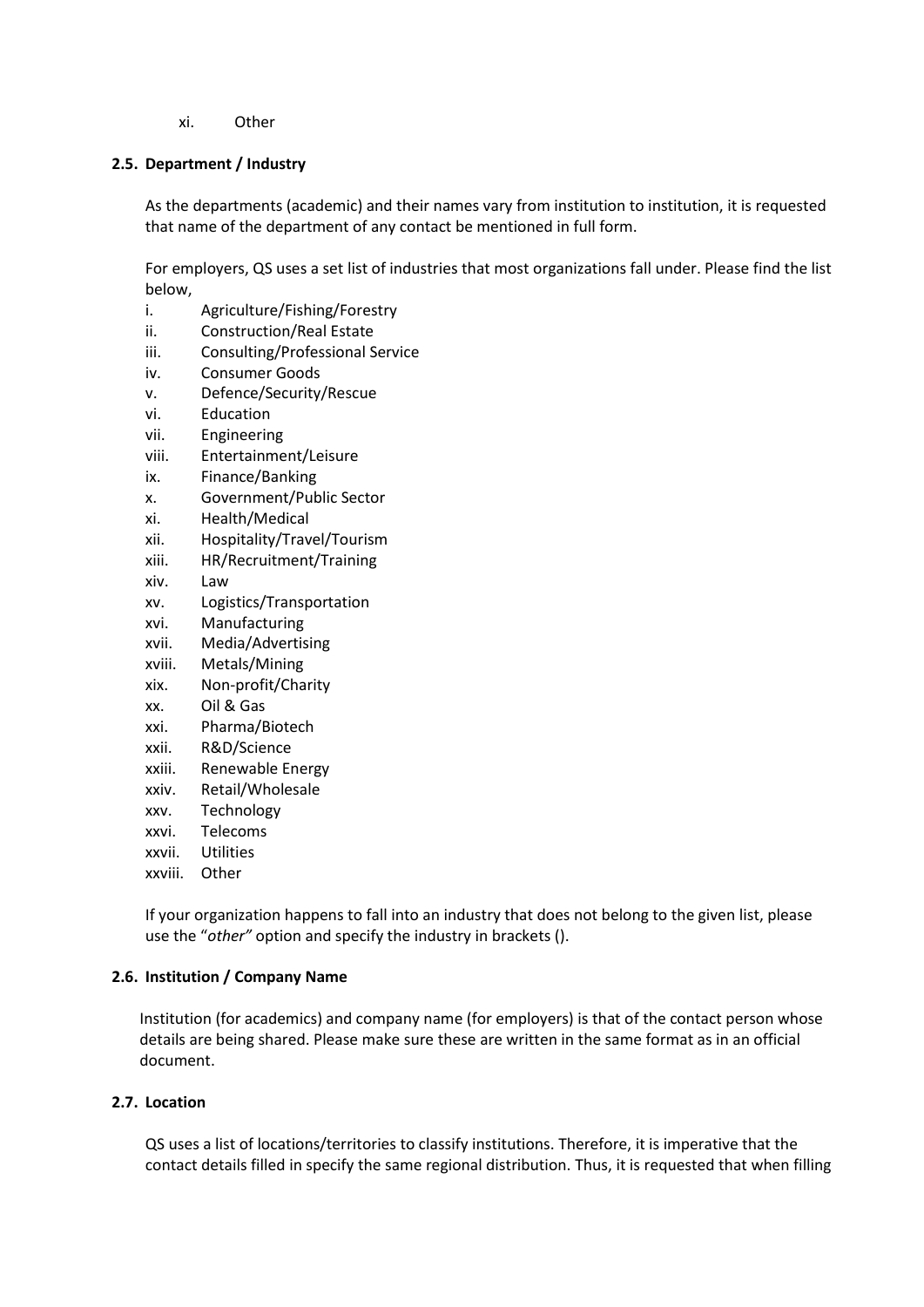xi. Other

### 2.5. Department / Industry

As the departments (academic) and their names vary from institution to institution, it is requested that name of the department of any contact be mentioned in full form.

For employers, QS uses a set list of industries that most organizations fall under. Please find the list below,

i. Agriculture/Fishing/Forestry
ii. Construction/Real Estate
iii. Consulting/Professional Service
iv. Consumer Goods
v. Defence/Security/Rescue
vi. Education
vii. Engineering
viii. Entertainment/Leisure
ix. Finance/Banking
x. Government/Public Sector
xi. Health/Medical
xii. Hospitality/Travel/Tourism
xiii. HR/Recruitment/Training
xiv. Law
xv. Logistics/Transportation
xvi. Manufacturing
xvii. Media/Advertising
xviii. Metals/Mining
xix. Non-profit/Charity
xx. Oil & Gas
xxi. Pharma/Biotech
xxii. R&D/Science
xxiii. Renewable Energy
xxiv. Retail/Wholesale
xxv. Technology
xxvi. Telecoms
xxvii. Utilities
xxviii. Other

If your organization happens to fall into an industry that does not belong to the given list, please use the "*other"* option and specify the industry in brackets ().

### 2.6. Institution / Company Name

Institution (for academics) and company name (for employers) is that of the contact person whose details are being shared. Please make sure these are written in the same format as in an official document.

### 2.7. Location

QS uses a list of locations/territories to classify institutions. Therefore, it is imperative that the contact details filled in specify the same regional distribution. Thus, it is requested that when filling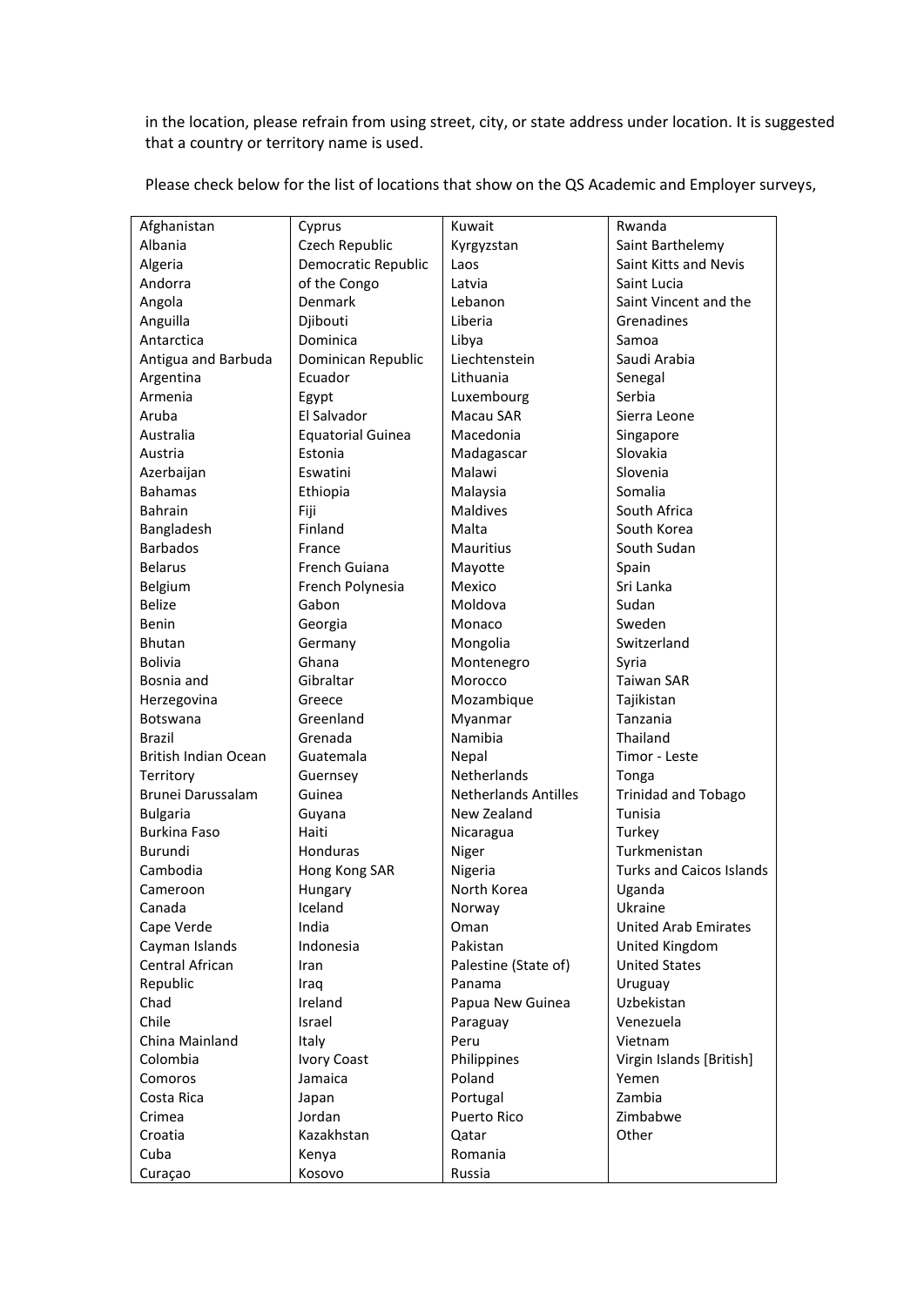in the location, please refrain from using street, city, or state address under location. It is suggested that a country or territory name is used.

Please check below for the list of locations that show on the QS Academic and Employer surveys,

| Afghanistan | Cyprus | Kuwait | Rwanda |
|---|---|---|---|
| Albania | Czech Republic | Kyrgyzstan | Saint Barthelemy |
| Algeria | Democratic Republic | Laos | Saint Kitts and Nevis |
| Andorra | of the Congo | Latvia | Saint Lucia |
| Angola | Denmark | Lebanon | Saint Vincent and the |
| Anguilla | Djibouti | Liberia | Grenadines |
| Antarctica | Dominica | Libya | Samoa |
| Antigua and Barbuda | Dominican Republic | Liechtenstein | Saudi Arabia |
| Argentina | Ecuador | Lithuania | Senegal |
| Armenia | Egypt | Luxembourg | Serbia |
| Aruba | El Salvador | Macau SAR | Sierra Leone |
| Australia | Equatorial Guinea | Macedonia | Singapore |
| Austria | Estonia | Madagascar | Slovakia |
| Azerbaijan | Eswatini | Malawi | Slovenia |
| Bahamas | Ethiopia | Malaysia | Somalia |
| Bahrain | Fiji | Maldives | South Africa |
| Bangladesh | Finland | Malta | South Korea |
| Barbados | France | Mauritius | South Sudan |
| Belarus | French Guiana | Mayotte | Spain |
| Belgium | French Polynesia | Mexico | Sri Lanka |
| Belize | Gabon | Moldova | Sudan |
| Benin | Georgia | Monaco | Sweden |
| Bhutan | Germany | Mongolia | Switzerland |
| Bolivia | Ghana | Montenegro | Syria |
| Bosnia and | Gibraltar | Morocco | Taiwan SAR |
| Herzegovina | Greece | Mozambique | Tajikistan |
| Botswana | Greenland | Myanmar | Tanzania |
| Brazil | Grenada | Namibia | Thailand |
| British Indian Ocean | Guatemala | Nepal | Timor - Leste |
| Territory | Guernsey | Netherlands | Tonga |
| Brunei Darussalam | Guinea | Netherlands Antilles | Trinidad and Tobago |
| Bulgaria | Guyana | New Zealand | Tunisia |
| Burkina Faso | Haiti | Nicaragua | Turkey |
| Burundi | Honduras | Niger | Turkmenistan |
| Cambodia | Hong Kong SAR | Nigeria | Turks and Caicos Islands |
| Cameroon | Hungary | North Korea | Uganda |
| Canada | Iceland | Norway | Ukraine |
| Cape Verde | India | Oman | United Arab Emirates |
| Cayman Islands | Indonesia | Pakistan | United Kingdom |
| Central African | Iran | Palestine (State of) | United States |
| Republic | Iraq | Panama | Uruguay |
| Chad | Ireland | Papua New Guinea | Uzbekistan |
| Chile | Israel | Paraguay | Venezuela |
| China Mainland | Italy | Peru | Vietnam |
| Colombia | Ivory Coast | Philippines | Virgin Islands [British] |
| Comoros | Jamaica | Poland | Yemen |
| Costa Rica | Japan | Portugal | Zambia |
| Crimea | Jordan | Puerto Rico | Zimbabwe |
| Croatia | Kazakhstan | Qatar | Other |
| Cuba | Kenya | Romania | |
| Curaçao | Kosovo | Russia | |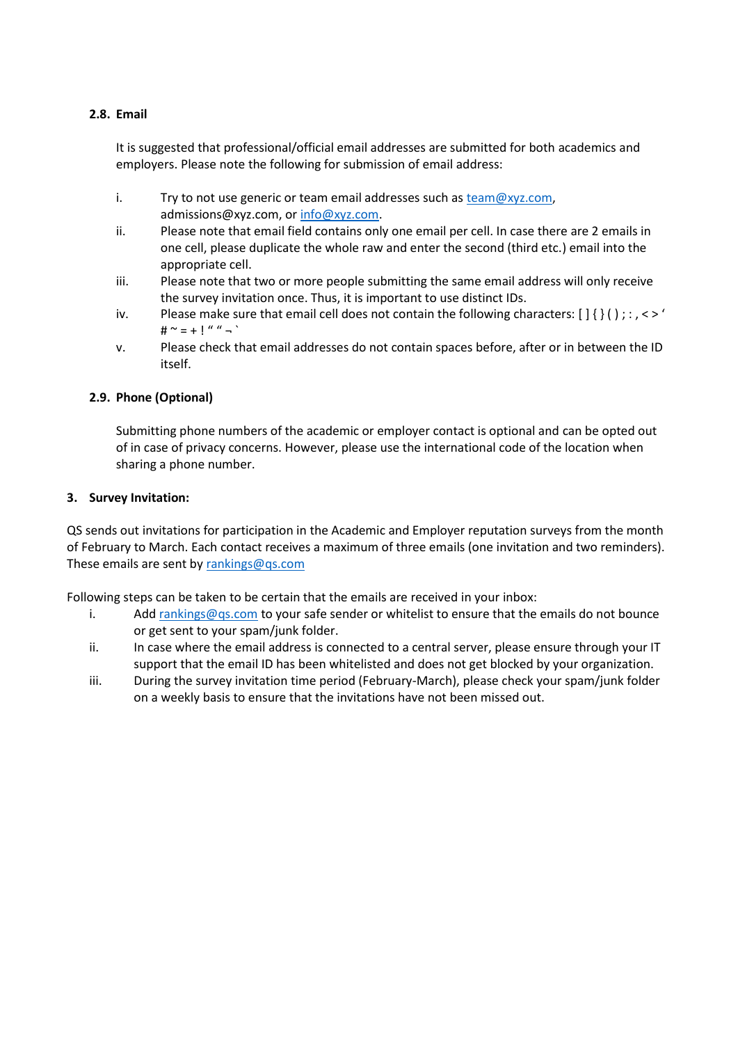### 2.8. Email

It is suggested that professional/official email addresses are submitted for both academics and employers. Please note the following for submission of email address:

i. Try to not use generic or team email addresses such as team@xyz.com, admissions@xyz.com, or info@xyz.com.
ii. Please note that email field contains only one email per cell. In case there are 2 emails in one cell, please duplicate the whole raw and enter the second (third etc.) email into the appropriate cell.
iii. Please note that two or more people submitting the same email address will only receive the survey invitation once. Thus, it is important to use distinct IDs.
iv. Please make sure that email cell does not contain the following characters: [ ] { } ( ) ; : , < > ' # ~ = + ! " " ¬ `
v. Please check that email addresses do not contain spaces before, after or in between the ID itself.

### 2.9. Phone (Optional)

Submitting phone numbers of the academic or employer contact is optional and can be opted out of in case of privacy concerns. However, please use the international code of the location when sharing a phone number.

## 3. Survey Invitation:

QS sends out invitations for participation in the Academic and Employer reputation surveys from the month of February to March. Each contact receives a maximum of three emails (one invitation and two reminders). These emails are sent by rankings@qs.com

Following steps can be taken to be certain that the emails are received in your inbox:

i. Add rankings@qs.com to your safe sender or whitelist to ensure that the emails do not bounce or get sent to your spam/junk folder.
ii. In case where the email address is connected to a central server, please ensure through your IT support that the email ID has been whitelisted and does not get blocked by your organization.
iii. During the survey invitation time period (February-March), please check your spam/junk folder on a weekly basis to ensure that the invitations have not been missed out.